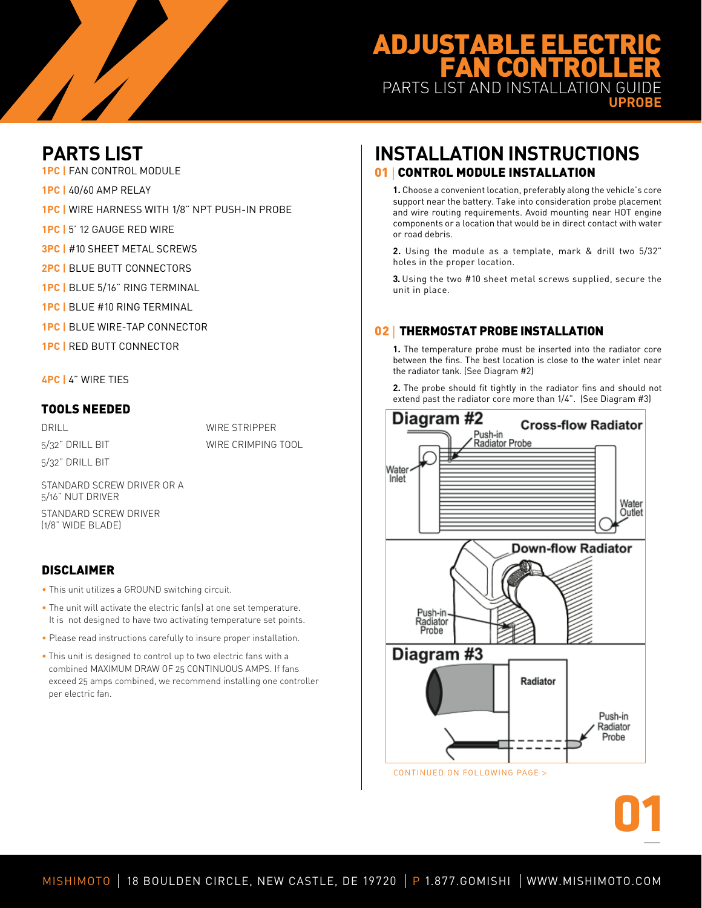# ADJUSTABLE ELECTRIC FAN CONTROLLER

PARTS LIST AND INSTALLATION GUIDE

**UPROBE**

## PARTS LIST

**1PC |** FAN CONTROL MODULE

**1PC |** 40/60 AMP RELAY

**1PC |** WIRE HARNESS WITH 1/8" NPT PUSH-IN PROBE

**1PC |** 5' 12 GAUGE RED WIRE

**3PC |** #10 SHEET METAL SCREWS

**2PC |** BLUE BUTT CONNECTORS

**1PC |** BLUE 5/16" RING TERMINAL

**1PC |** BLUE #10 RING TERMINAL

**1PC |** BLUE WIRE-TAP CONNECTOR

**1PC |** RED BUTT CONNECTOR

**4PC |** 4" WIRE TIES

### TOOLS NEEDED

DRILL

5/32" DRILL BIT

5/32" DRILL BIT

STANDARD SCREW DRIVER OR A 5/16" NUT DRIVER

STANDARD SCREW DRIVER (1/8" WIDE BLADE)

WIRE STRIPPER

WIRE CRIMPING TOOL

### DISCLAIMER

- This unit utilizes a GROUND switching circuit.
- The unit will activate the electric fan(s) at one set temperature. It is not designed to have two activating temperature set points.
- Please read instructions carefully to insure proper installation.
- This unit is designed to control up to two electric fans with a combined MAXIMUM DRAW OF 25 CONTINUOUS AMPS. If fans exceed 25 amps combined, we recommend installing one controller per electric fan.

## INSTALLATION INSTRUCTIONS

### 01 | CONTROL MODULE INSTALLATION

**1.** Choose a convenient location, preferably along the vehicle's core support near the battery. Take into consideration probe placement and wire routing requirements. Avoid mounting near HOT engine components or a location that would be in direct contact with water or road debris.

**2.** Using the module as a template, mark & drill two 5/32" holes in the proper location.

**3.** Using the two #10 sheet metal screws supplied, secure the unit in place.

### 02 | THERMOSTAT PROBE INSTALLATION

**1.** The temperature probe must be inserted into the radiator core between the fins. The best location is close to the water inlet near the radiator tank. (See Diagram #2)

**2.** The probe should fit tightly in the radiator fins and should not extend past the radiator core more than 1/4". (See Diagram #3)

Diagram #2 — Cross-flow Radiator: Push-in Radiator Probe, Water Inlet, Water Outlet. Down-flow Radiator: Push-in Radiator Probe.

Diagram #3 — Radiator, Push-in Radiator Probe.

CONTINUED ON FOLLOWING PAGE >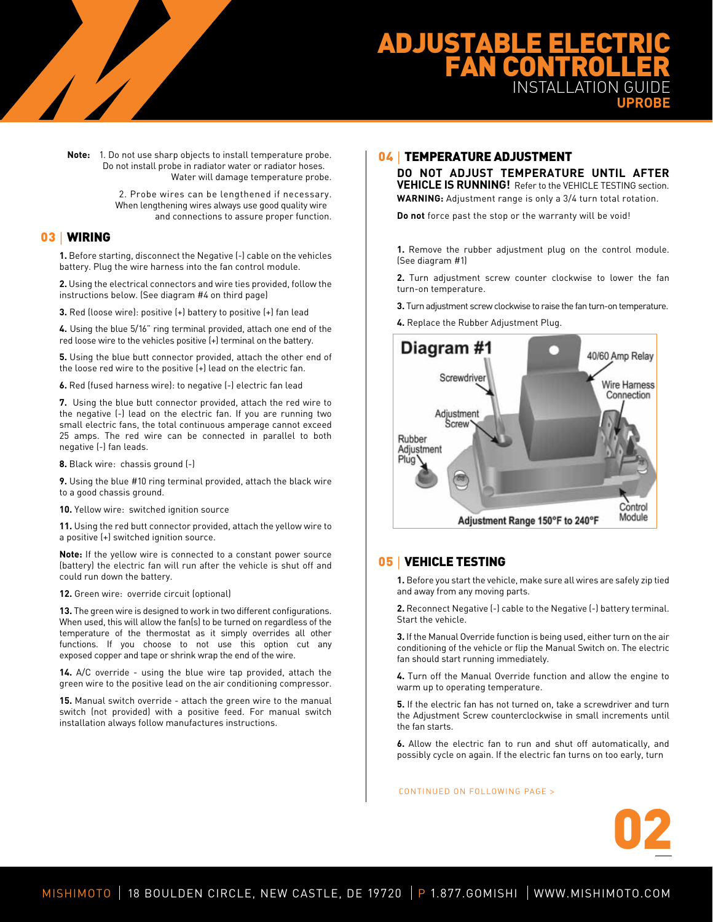**Note:** 1. Do not use sharp objects to install temperature probe. Do not install probe in radiator water or radiator hoses. Water will damage temperature probe.

2. Probe wires can be lengthened if necessary. When lengthening wires always use good quality wire and connections to assure proper function.

## 03 | WIRING

**1.** Before starting, disconnect the Negative (-) cable on the vehicles battery. Plug the wire harness into the fan control module.

**2.** Using the electrical connectors and wire ties provided, follow the instructions below. (See diagram #4 on third page)

**3.** Red (loose wire): positive (+) battery to positive (+) fan lead

**4.** Using the blue 5/16" ring terminal provided, attach one end of the red loose wire to the vehicles positive (+) terminal on the battery.

**5.** Using the blue butt connector provided, attach the other end of the loose red wire to the positive (+) lead on the electric fan.

**6.** Red (fused harness wire): to negative (-) electric fan lead

**7.** Using the blue butt connector provided, attach the red wire to the negative (-) lead on the electric fan. If you are running two small electric fans, the total continuous amperage cannot exceed 25 amps. The red wire can be connected in parallel to both negative (-) fan leads.

**8.** Black wire: chassis ground (-)

**9.** Using the blue #10 ring terminal provided, attach the black wire to a good chassis ground.

**10.** Yellow wire: switched ignition source

**11.** Using the red butt connector provided, attach the yellow wire to a positive (+) switched ignition source.

**Note:** If the yellow wire is connected to a constant power source (battery) the electric fan will run after the vehicle is shut off and could run down the battery.

**12.** Green wire: override circuit (optional)

**13.** The green wire is designed to work in two different configurations. When used, this will allow the fan(s) to be turned on regardless of the temperature of the thermostat as it simply overrides all other functions. If you choose to not use this option cut any exposed copper and tape or shrink wrap the end of the wire.

**14.** A/C override - using the blue wire tap provided, attach the green wire to the positive lead on the air conditioning compressor.

**15.** Manual switch override - attach the green wire to the manual switch (not provided) with a positive feed. For manual switch installation always follow manufactures instructions.

## 04 | TEMPERATURE ADJUSTMENT

**DO NOT ADJUST TEMPERATURE UNTIL AFTER VEHICLE IS RUNNING!** Refer to the VEHICLE TESTING section.

**WARNING:** Adjustment range is only a 3/4 turn total rotation.

**Do not** force past the stop or the warranty will be void!

**1.** Remove the rubber adjustment plug on the control module. (See diagram #1)

**2.** Turn adjustment screw counter clockwise to lower the fan turn-on temperature.

**3.** Turn adjustment screw clockwise to raise the fan turn-on temperature.

**4.** Replace the Rubber Adjustment Plug.

**Diagram #1**

Screwdriver — Adjustment Screw — Rubber Adjustment Plug — 40/60 Amp Relay — Wire Harness Connection — Control Module

Adjustment Range 150°F to 240°F

## 05 | VEHICLE TESTING

**1.** Before you start the vehicle, make sure all wires are safely zip tied and away from any moving parts.

**2.** Reconnect Negative (-) cable to the Negative (-) battery terminal. Start the vehicle.

**3.** If the Manual Override function is being used, either turn on the air conditioning of the vehicle or flip the Manual Switch on. The electric fan should start running immediately.

**4.** Turn off the Manual Override function and allow the engine to warm up to operating temperature.

**5.** If the electric fan has not turned on, take a screwdriver and turn the Adjustment Screw counterclockwise in small increments until the fan starts.

**6.** Allow the electric fan to run and shut off automatically, and possibly cycle on again. If the electric fan turns on too early, turn

CONTINUED ON FOLLOWING PAGE >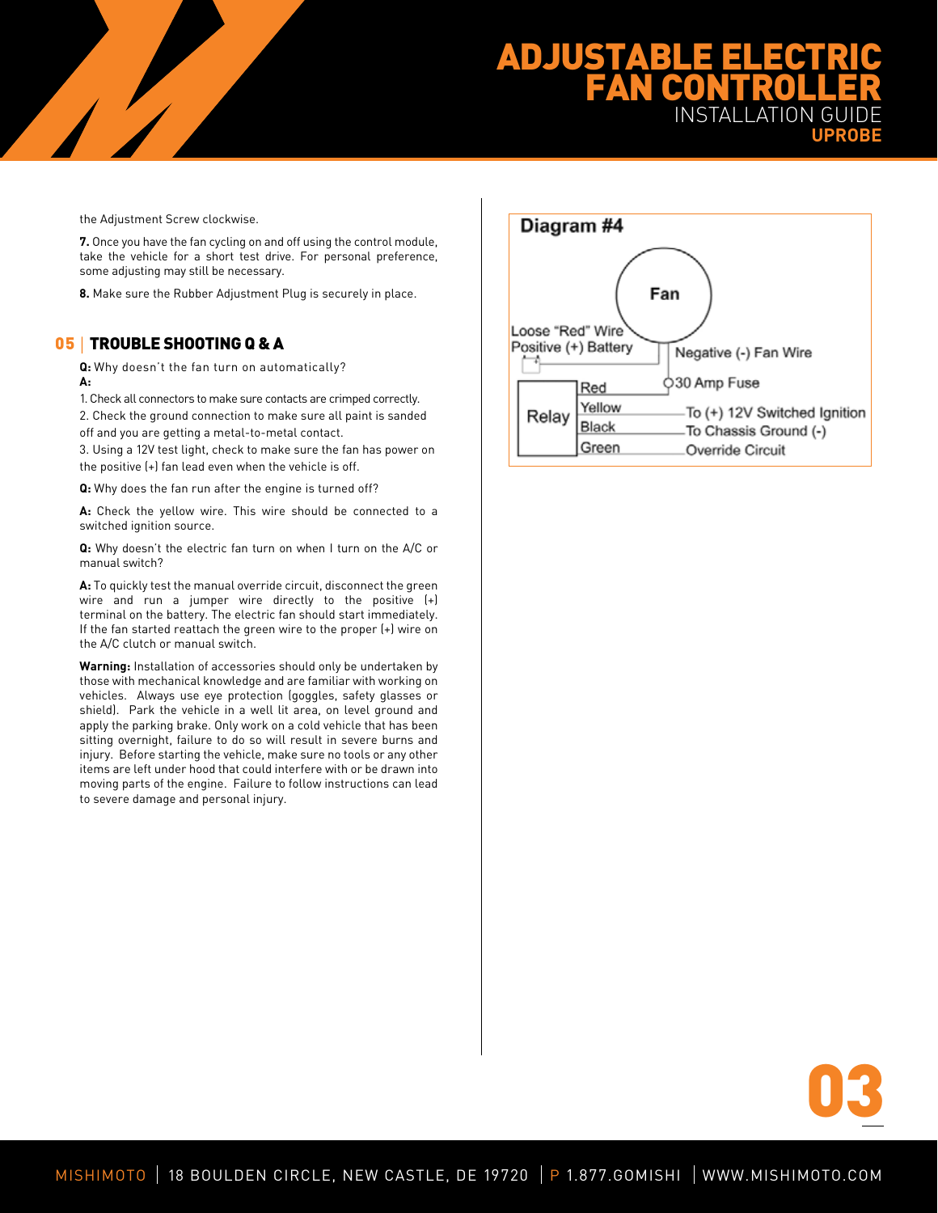the Adjustment Screw clockwise.

**7.** Once you have the fan cycling on and off using the control module, take the vehicle for a short test drive. For personal preference, some adjusting may still be necessary.

**8.** Make sure the Rubber Adjustment Plug is securely in place.

## 05 | TROUBLE SHOOTING Q & A

**Q:** Why doesn't the fan turn on automatically?
**A:**

1. Check all connectors to make sure contacts are crimped correctly.
2. Check the ground connection to make sure all paint is sanded off and you are getting a metal-to-metal contact.
3. Using a 12V test light, check to make sure the fan has power on the positive (+) fan lead even when the vehicle is off.

**Q:** Why does the fan run after the engine is turned off?

**A:** Check the yellow wire. This wire should be connected to a switched ignition source.

**Q:** Why doesn't the electric fan turn on when I turn on the A/C or manual switch?

**A:** To quickly test the manual override circuit, disconnect the green wire and run a jumper wire directly to the positive (+) terminal on the battery. The electric fan should start immediately. If the fan started reattach the green wire to the proper (+) wire on the A/C clutch or manual switch.

**Warning:** Installation of accessories should only be undertaken by those with mechanical knowledge and are familiar with working on vehicles. Always use eye protection (goggles, safety glasses or shield). Park the vehicle in a well lit area, on level ground and apply the parking brake. Only work on a cold vehicle that has been sitting overnight, failure to do so will result in severe burns and injury. Before starting the vehicle, make sure no tools or any other items are left under hood that could interfere with or be drawn into moving parts of the engine. Failure to follow instructions can lead to severe damage and personal injury.

**Diagram #4**

Fan

Loose "Red" Wire Positive (+) Battery

Negative (-) Fan Wire

30 Amp Fuse

Relay: Red, Yellow, Black, Green

Yellow – To (+) 12V Switched Ignition
Black – To Chassis Ground (-)
Green – Override Circuit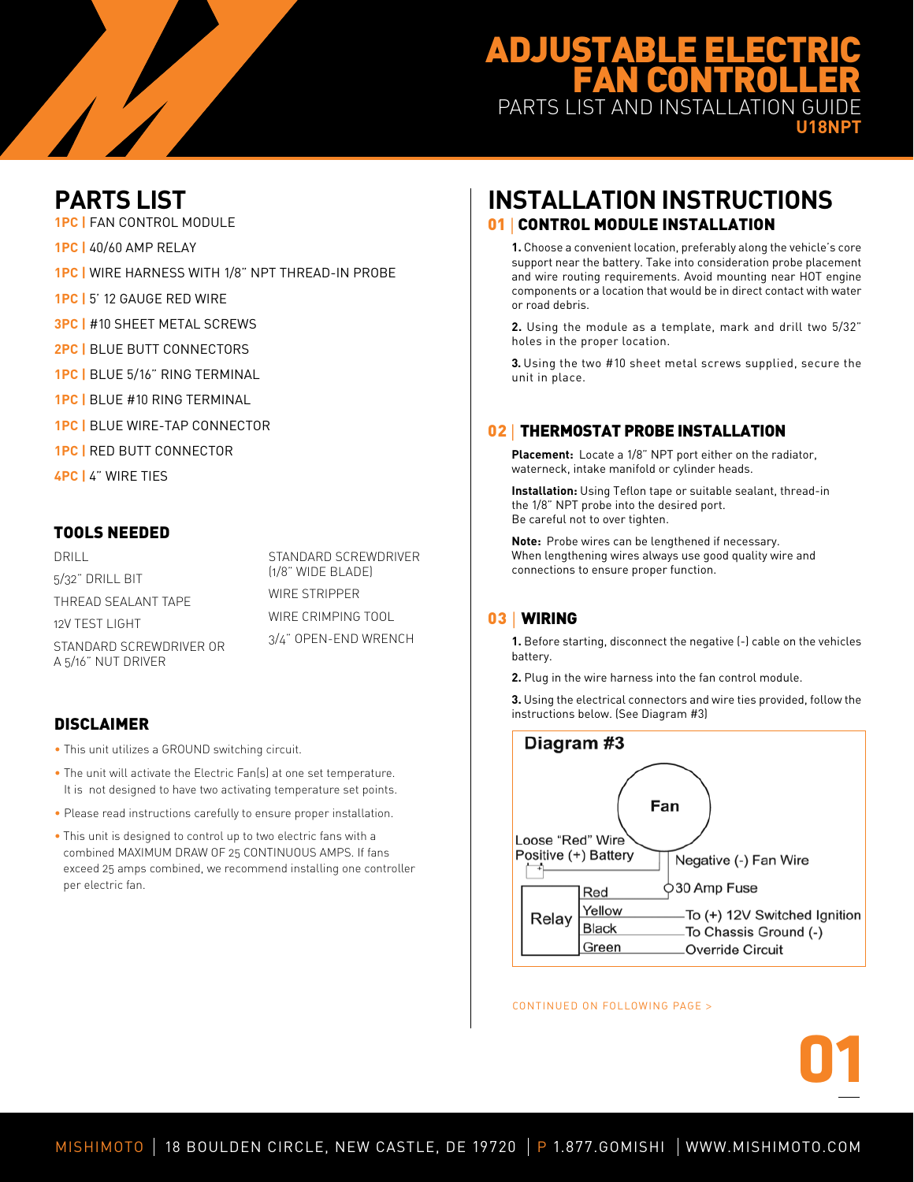# ADJUSTABLE ELECTRIC FAN CONTROLLER

PARTS LIST AND INSTALLATION GUIDE

**U18NPT**

## PARTS LIST

**1PC |** FAN CONTROL MODULE

**1PC |** 40/60 AMP RELAY

**1PC |** WIRE HARNESS WITH 1/8" NPT THREAD-IN PROBE

**1PC |** 5' 12 GAUGE RED WIRE

**3PC |** #10 SHEET METAL SCREWS

**2PC |** BLUE BUTT CONNECTORS

**1PC |** BLUE 5/16" RING TERMINAL

**1PC |** BLUE #10 RING TERMINAL

**1PC |** BLUE WIRE-TAP CONNECTOR

**1PC |** RED BUTT CONNECTOR

**4PC |** 4" WIRE TIES

### TOOLS NEEDED

DRILL

5/32" DRILL BIT

THREAD SEALANT TAPE

12V TEST LIGHT

STANDARD SCREWDRIVER OR A 5/16" NUT DRIVER

STANDARD SCREWDRIVER (1/8" WIDE BLADE)

WIRE STRIPPER

WIRE CRIMPING TOOL

3/4" OPEN-END WRENCH

### DISCLAIMER

- This unit utilizes a GROUND switching circuit.
- The unit will activate the Electric Fan(s) at one set temperature. It is not designed to have two activating temperature set points.
- Please read instructions carefully to ensure proper installation.
- This unit is designed to control up to two electric fans with a combined MAXIMUM DRAW OF 25 CONTINUOUS AMPS. If fans exceed 25 amps combined, we recommend installing one controller per electric fan.

## INSTALLATION INSTRUCTIONS

### 01 | CONTROL MODULE INSTALLATION

**1.** Choose a convenient location, preferably along the vehicle's core support near the battery. Take into consideration probe placement and wire routing requirements. Avoid mounting near HOT engine components or a location that would be in direct contact with water or road debris.

**2.** Using the module as a template, mark and drill two 5/32" holes in the proper location.

**3.** Using the two #10 sheet metal screws supplied, secure the unit in place.

### 02 | THERMOSTAT PROBE INSTALLATION

**Placement:** Locate a 1/8" NPT port either on the radiator, waterneck, intake manifold or cylinder heads.

**Installation:** Using Teflon tape or suitable sealant, thread-in the 1/8" NPT probe into the desired port.
Be careful not to over tighten.

**Note:** Probe wires can be lengthened if necessary.
When lengthening wires always use good quality wire and connections to ensure proper function.

### 03 | WIRING

**1.** Before starting, disconnect the negative (-) cable on the vehicles battery.

**2.** Plug in the wire harness into the fan control module.

**3.** Using the electrical connectors and wire ties provided, follow the instructions below. (See Diagram #3)

**Diagram #3**

Fan

Loose "Red" Wire Positive (+) Battery

Negative (-) Fan Wire

30 Amp Fuse

Relay: Red, Yellow — To (+) 12V Switched Ignition, Black — To Chassis Ground (-), Green — Override Circuit

CONTINUED ON FOLLOWING PAGE >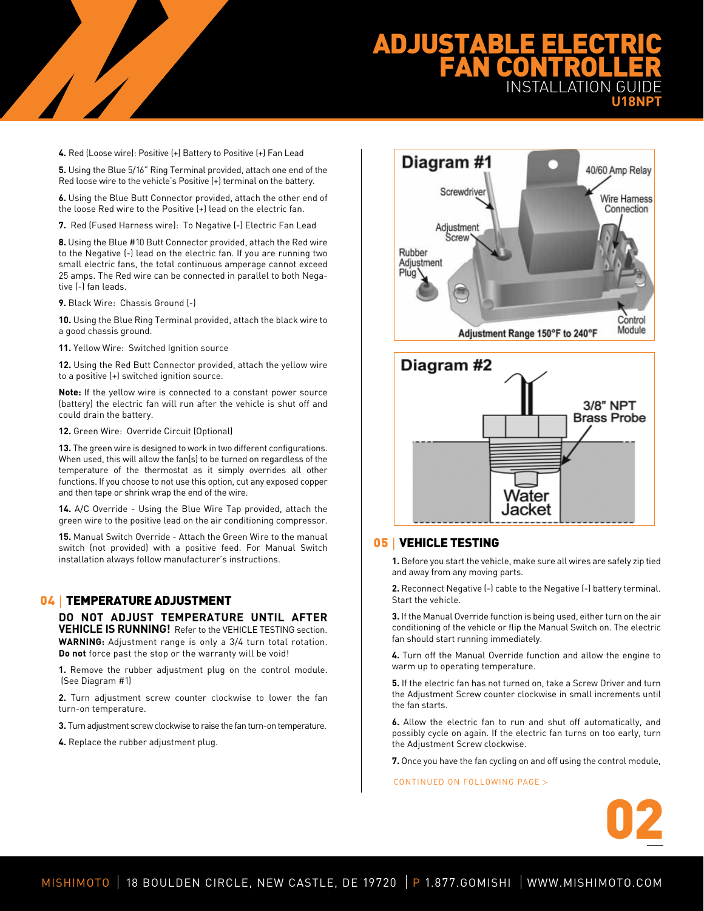4. Red (Loose wire): Positive (+) Battery to Positive (+) Fan Lead

5. Using the Blue 5/16" Ring Terminal provided, attach one end of the Red loose wire to the vehicle's Positive (+) terminal on the battery.

6. Using the Blue Butt Connector provided, attach the other end of the loose Red wire to the Positive (+) lead on the electric fan.

7. Red (Fused Harness wire): To Negative (-) Electric Fan Lead

8. Using the Blue #10 Butt Connector provided, attach the Red wire to the Negative (-) lead on the electric fan. If you are running two small electric fans, the total continuous amperage cannot exceed 25 amps. The Red wire can be connected in parallel to both Negative (-) fan leads.

9. Black Wire: Chassis Ground (-)

10. Using the Blue Ring Terminal provided, attach the black wire to a good chassis ground.

11. Yellow Wire: Switched Ignition source

12. Using the Red Butt Connector provided, attach the yellow wire to a positive (+) switched ignition source.

**Note:** If the yellow wire is connected to a constant power source (battery) the electric fan will run after the vehicle is shut off and could drain the battery.

12. Green Wire: Override Circuit (Optional)

13. The green wire is designed to work in two different configurations. When used, this will allow the fan(s) to be turned on regardless of the temperature of the thermostat as it simply overrides all other functions. If you choose to not use this option, cut any exposed copper and then tape or shrink wrap the end of the wire.

14. A/C Override - Using the Blue Wire Tap provided, attach the green wire to the positive lead on the air conditioning compressor.

15. Manual Switch Override - Attach the Green Wire to the manual switch (not provided) with a positive feed. For Manual Switch installation always follow manufacturer's instructions.

## 04 | TEMPERATURE ADJUSTMENT

**DO NOT ADJUST TEMPERATURE UNTIL AFTER VEHICLE IS RUNNING!** Refer to the VEHICLE TESTING section. **WARNING:** Adjustment range is only a 3/4 turn total rotation. **Do not** force past the stop or the warranty will be void!

1. Remove the rubber adjustment plug on the control module. (See Diagram #1)

2. Turn adjustment screw counter clockwise to lower the fan turn-on temperature.

3. Turn adjustment screw clockwise to raise the fan turn-on temperature.

4. Replace the rubber adjustment plug.

**Diagram #1**

Screwdriver — Adjustment Screw — Rubber Adjustment Plug — 40/60 Amp Relay — Wire Harness Connection — Control Module

Adjustment Range 150°F to 240°F

**Diagram #2**

3/8" NPT Brass Probe — Water Jacket

## 05 | VEHICLE TESTING

1. Before you start the vehicle, make sure all wires are safely zip tied and away from any moving parts.

2. Reconnect Negative (-) cable to the Negative (-) battery terminal. Start the vehicle.

3. If the Manual Override function is being used, either turn on the air conditioning of the vehicle or flip the Manual Switch on. The electric fan should start running immediately.

4. Turn off the Manual Override function and allow the engine to warm up to operating temperature.

5. If the electric fan has not turned on, take a Screw Driver and turn the Adjustment Screw counter clockwise in small increments until the fan starts.

6. Allow the electric fan to run and shut off automatically, and possibly cycle on again. If the electric fan turns on too early, turn the Adjustment Screw clockwise.

7. Once you have the fan cycling on and off using the control module,

CONTINUED ON FOLLOWING PAGE >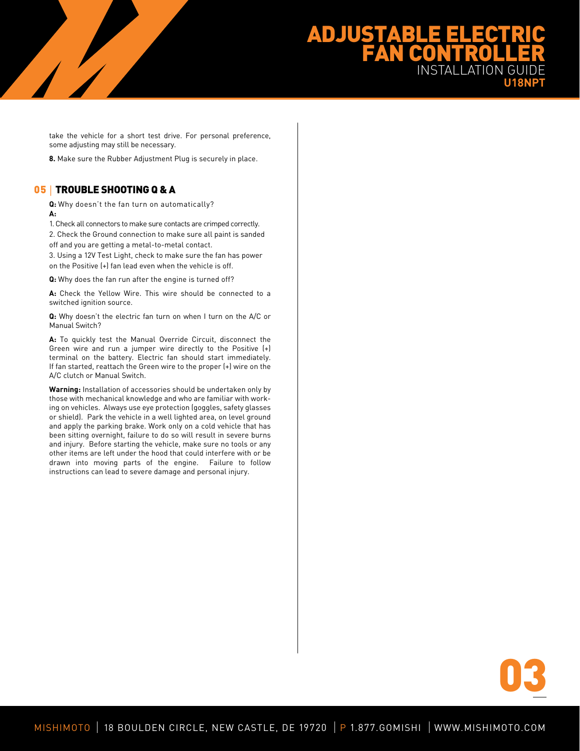take the vehicle for a short test drive. For personal preference, some adjusting may still be necessary.

**8.** Make sure the Rubber Adjustment Plug is securely in place.

## 05 | TROUBLE SHOOTING Q & A

**Q:** Why doesn't the fan turn on automatically?

**A:**

1. Check all connectors to make sure contacts are crimped correctly.
2. Check the Ground connection to make sure all paint is sanded off and you are getting a metal-to-metal contact.
3. Using a 12V Test Light, check to make sure the fan has power on the Positive (+) fan lead even when the vehicle is off.

**Q:** Why does the fan run after the engine is turned off?

**A:** Check the Yellow Wire. This wire should be connected to a switched ignition source.

**Q:** Why doesn't the electric fan turn on when I turn on the A/C or Manual Switch?

**A:** To quickly test the Manual Override Circuit, disconnect the Green wire and run a jumper wire directly to the Positive (+) terminal on the battery. Electric fan should start immediately. If fan started, reattach the Green wire to the proper (+) wire on the A/C clutch or Manual Switch.

**Warning:** Installation of accessories should be undertaken only by those with mechanical knowledge and who are familiar with working on vehicles. Always use eye protection (goggles, safety glasses or shield). Park the vehicle in a well lighted area, on level ground and apply the parking brake. Work only on a cold vehicle that has been sitting overnight, failure to do so will result in severe burns and injury. Before starting the vehicle, make sure no tools or any other items are left under the hood that could interfere with or be drawn into moving parts of the engine. Failure to follow instructions can lead to severe damage and personal injury.